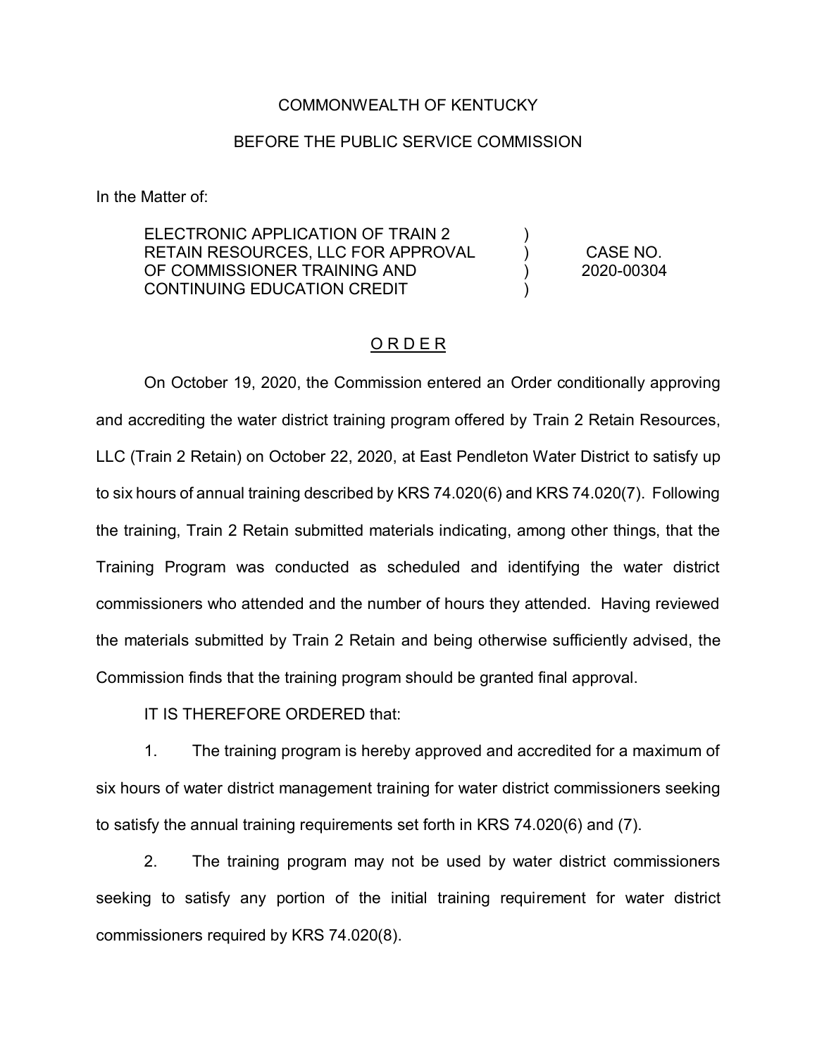COMMONWEALTH OF KENTUCKY

BEFORE THE PUBLIC SERVICE COMMISSION

In the Matter of:

| | | |
|---|---|---|
| ELECTRONIC APPLICATION OF TRAIN 2 RETAIN RESOURCES, LLC FOR APPROVAL OF COMMISSIONER TRAINING AND CONTINUING EDUCATION CREDIT | ) ) ) ) | CASE NO. 2020-00304 |

<u>O R D E R</u>

On October 19, 2020, the Commission entered an Order conditionally approving and accrediting the water district training program offered by Train 2 Retain Resources, LLC (Train 2 Retain) on October 22, 2020, at East Pendleton Water District to satisfy up to six hours of annual training described by KRS 74.020(6) and KRS 74.020(7). Following the training, Train 2 Retain submitted materials indicating, among other things, that the Training Program was conducted as scheduled and identifying the water district commissioners who attended and the number of hours they attended. Having reviewed the materials submitted by Train 2 Retain and being otherwise sufficiently advised, the Commission finds that the training program should be granted final approval.

IT IS THEREFORE ORDERED that:

1. The training program is hereby approved and accredited for a maximum of six hours of water district management training for water district commissioners seeking to satisfy the annual training requirements set forth in KRS 74.020(6) and (7).

2. The training program may not be used by water district commissioners seeking to satisfy any portion of the initial training requirement for water district commissioners required by KRS 74.020(8).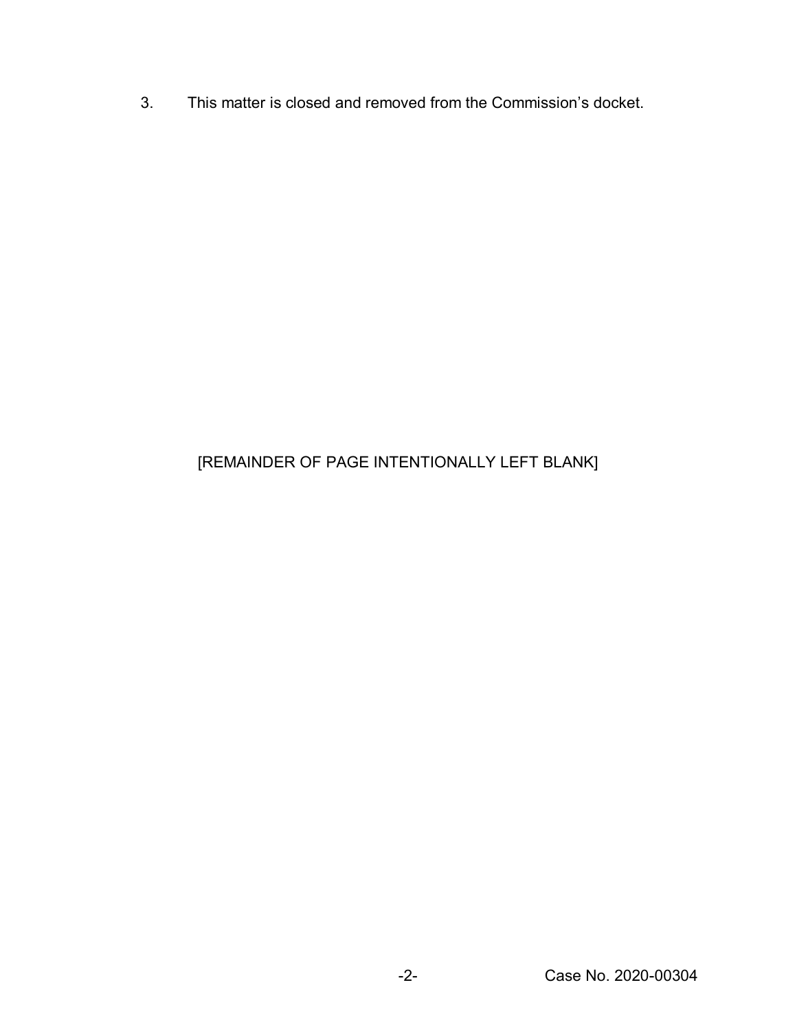3. This matter is closed and removed from the Commission's docket.

[REMAINDER OF PAGE INTENTIONALLY LEFT BLANK]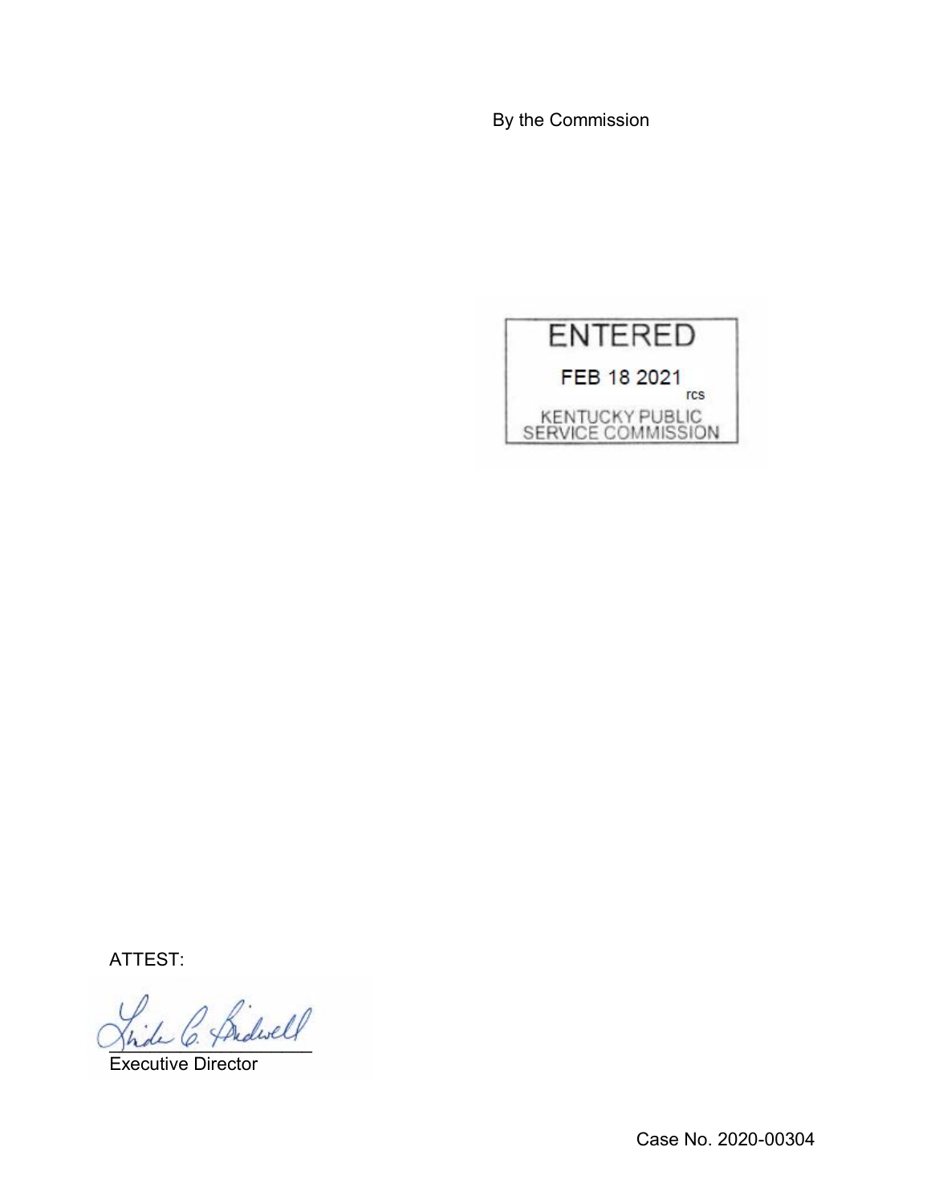By the Commission

ENTERED

FEB 18 2021

rcs

KENTUCKY PUBLIC SERVICE COMMISSION

ATTEST:

Executive Director

Case No. 2020-00304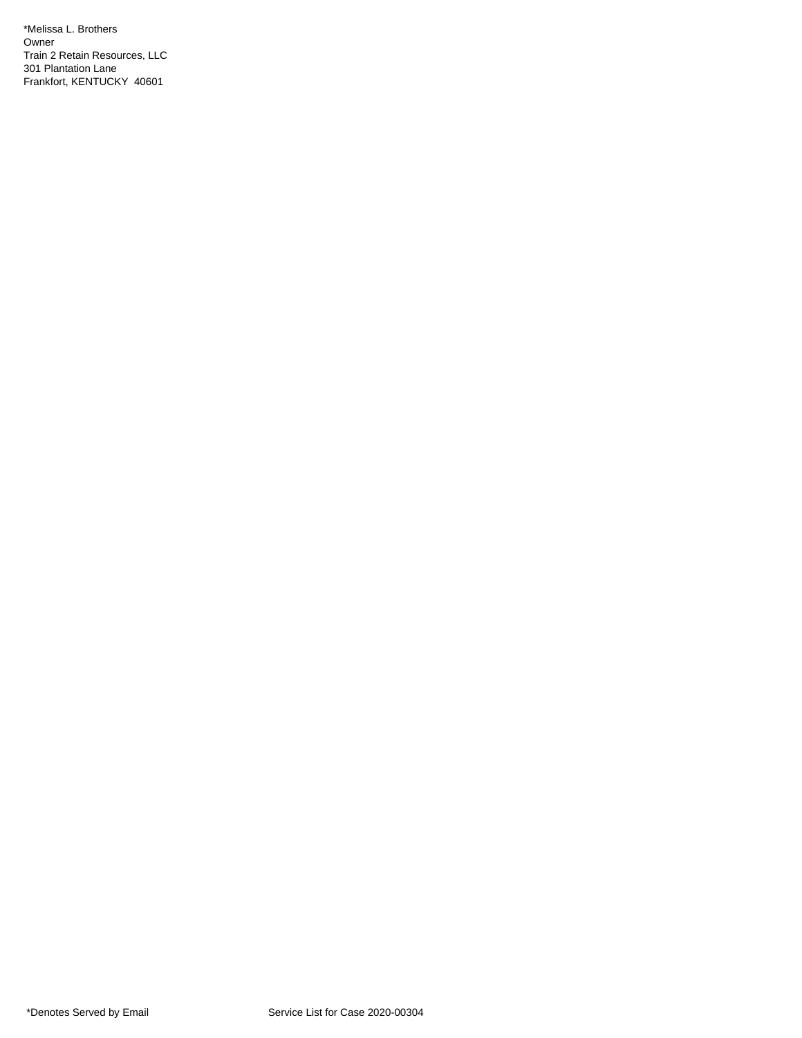*Melissa L. Brothers
Owner
Train 2 Retain Resources, LLC
301 Plantation Lane
Frankfort, KENTUCKY 40601